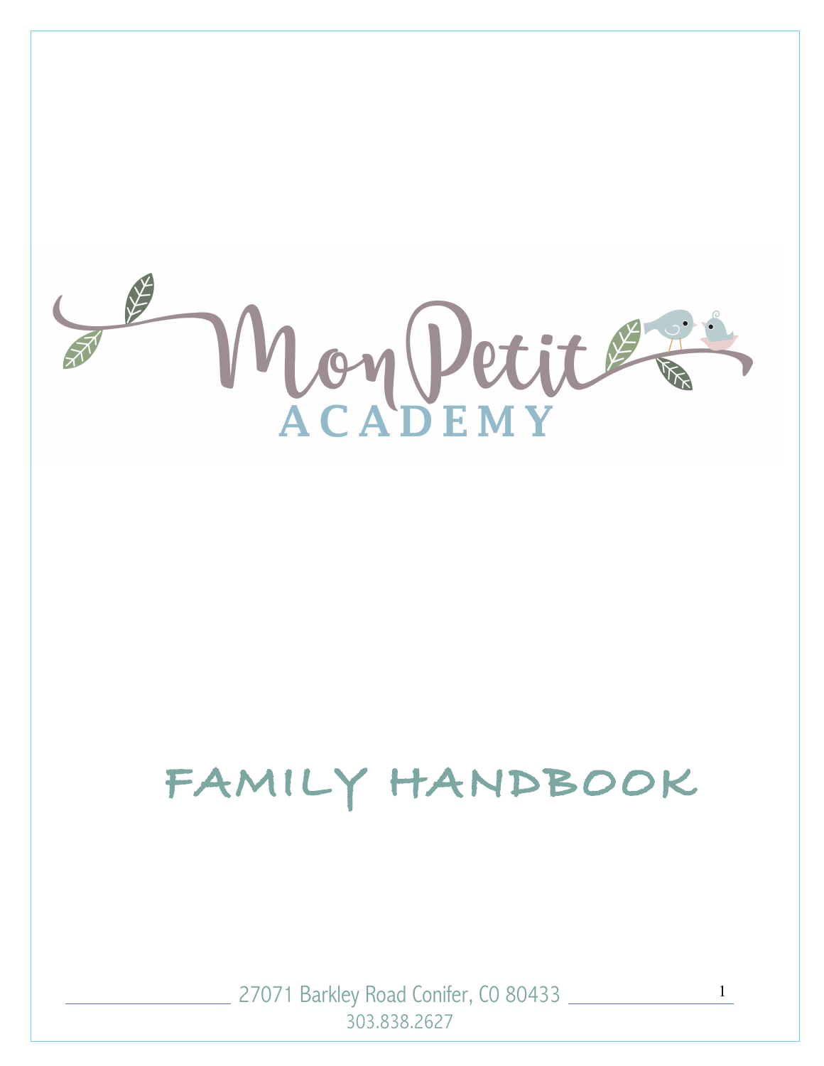# Mon Petit ACADEMY

# FAMILY HANDBOOK

27071 Barkley Road Conifer, CO 80433

303.838.2627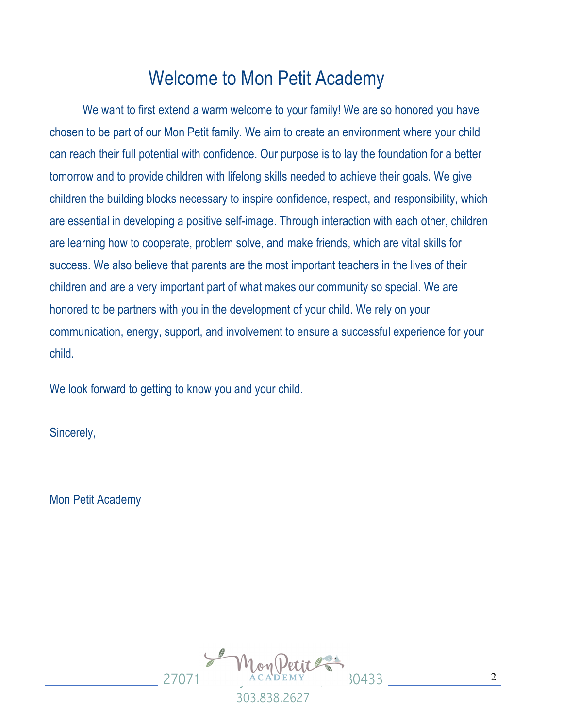# Welcome to Mon Petit Academy

We want to first extend a warm welcome to your family! We are so honored you have chosen to be part of our Mon Petit family. We aim to create an environment where your child can reach their full potential with confidence. Our purpose is to lay the foundation for a better tomorrow and to provide children with lifelong skills needed to achieve their goals. We give children the building blocks necessary to inspire confidence, respect, and responsibility, which are essential in developing a positive self-image. Through interaction with each other, children are learning how to cooperate, problem solve, and make friends, which are vital skills for success. We also believe that parents are the most important teachers in the lives of their children and are a very important part of what makes our community so special. We are honored to be partners with you in the development of your child. We rely on your communication, energy, support, and involvement to ensure a successful experience for your child.

We look forward to getting to know you and your child.

Sincerely,

Mon Petit Academy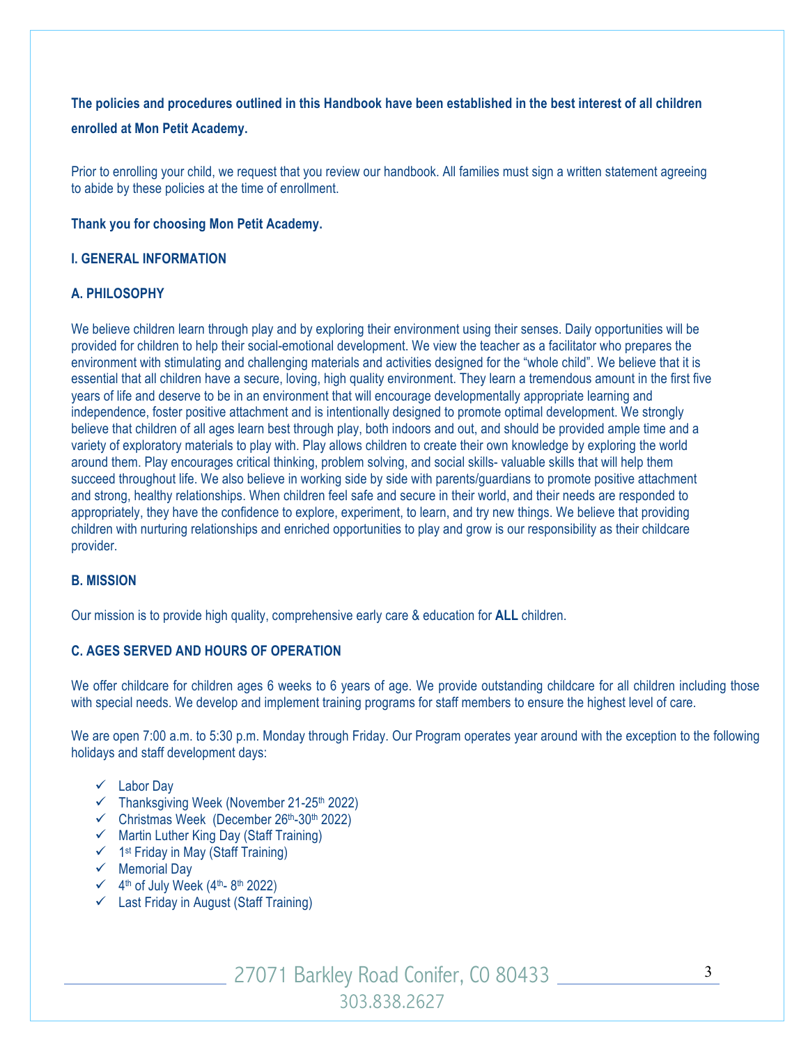**The policies and procedures outlined in this Handbook have been established in the best interest of all children enrolled at Mon Petit Academy.**

Prior to enrolling your child, we request that you review our handbook. All families must sign a written statement agreeing to abide by these policies at the time of enrollment.

**Thank you for choosing Mon Petit Academy.**

## I. GENERAL INFORMATION

### A. PHILOSOPHY

We believe children learn through play and by exploring their environment using their senses. Daily opportunities will be provided for children to help their social-emotional development. We view the teacher as a facilitator who prepares the environment with stimulating and challenging materials and activities designed for the "whole child". We believe that it is essential that all children have a secure, loving, high quality environment. They learn a tremendous amount in the first five years of life and deserve to be in an environment that will encourage developmentally appropriate learning and independence, foster positive attachment and is intentionally designed to promote optimal development. We strongly believe that children of all ages learn best through play, both indoors and out, and should be provided ample time and a variety of exploratory materials to play with. Play allows children to create their own knowledge by exploring the world around them. Play encourages critical thinking, problem solving, and social skills- valuable skills that will help them succeed throughout life. We also believe in working side by side with parents/guardians to promote positive attachment and strong, healthy relationships. When children feel safe and secure in their world, and their needs are responded to appropriately, they have the confidence to explore, experiment, to learn, and try new things. We believe that providing children with nurturing relationships and enriched opportunities to play and grow is our responsibility as their childcare provider.

### B. MISSION

Our mission is to provide high quality, comprehensive early care & education for **ALL** children.

### C. AGES SERVED AND HOURS OF OPERATION

We offer childcare for children ages 6 weeks to 6 years of age. We provide outstanding childcare for all children including those with special needs. We develop and implement training programs for staff members to ensure the highest level of care.

We are open 7:00 a.m. to 5:30 p.m. Monday through Friday. Our Program operates year around with the exception to the following holidays and staff development days:

- ✓ Labor Day
- ✓ Thanksgiving Week (November 21-25th 2022)
- ✓ Christmas Week (December 26th-30th 2022)
- ✓ Martin Luther King Day (Staff Training)
- ✓ 1st Friday in May (Staff Training)
- ✓ Memorial Day
- ✓ 4th of July Week (4th- 8th 2022)
- ✓ Last Friday in August (Staff Training)

27071 Barkley Road Conifer, CO 80433
303.838.2627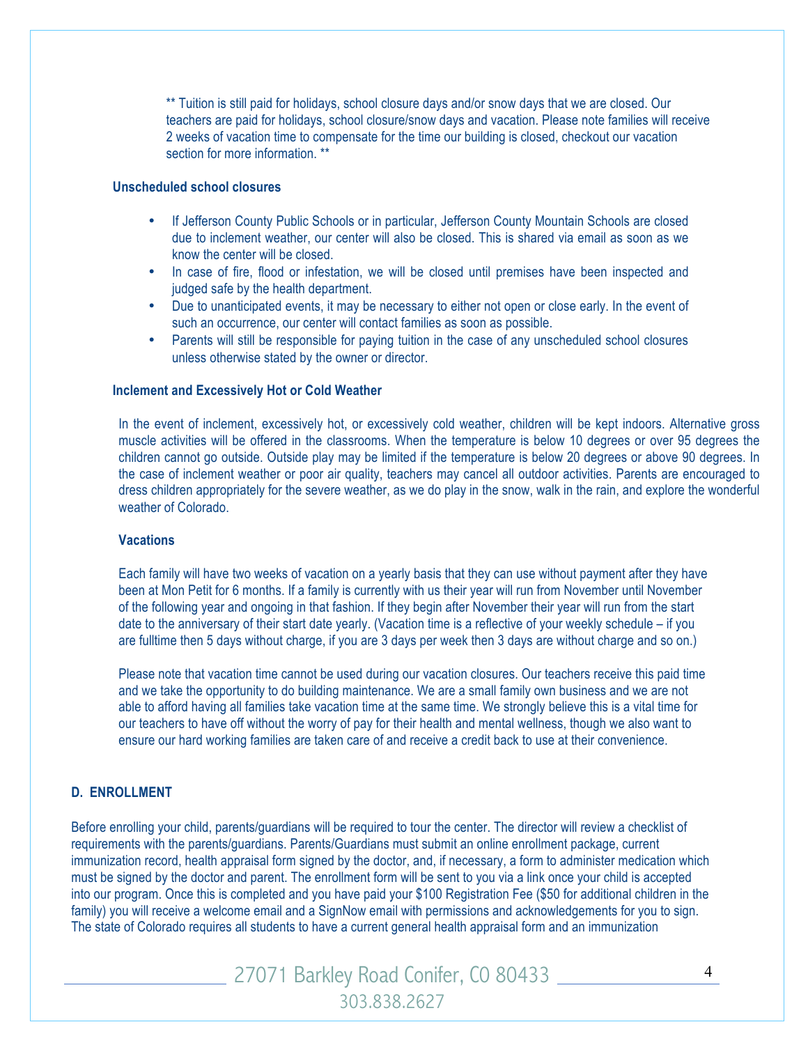** Tuition is still paid for holidays, school closure days and/or snow days that we are closed. Our teachers are paid for holidays, school closure/snow days and vacation. Please note families will receive 2 weeks of vacation time to compensate for the time our building is closed, checkout our vacation section for more information. **

**Unscheduled school closures**

- If Jefferson County Public Schools or in particular, Jefferson County Mountain Schools are closed due to inclement weather, our center will also be closed. This is shared via email as soon as we know the center will be closed.
- In case of fire, flood or infestation, we will be closed until premises have been inspected and judged safe by the health department.
- Due to unanticipated events, it may be necessary to either not open or close early. In the event of such an occurrence, our center will contact families as soon as possible.
- Parents will still be responsible for paying tuition in the case of any unscheduled school closures unless otherwise stated by the owner or director.

**Inclement and Excessively Hot or Cold Weather**

In the event of inclement, excessively hot, or excessively cold weather, children will be kept indoors. Alternative gross muscle activities will be offered in the classrooms. When the temperature is below 10 degrees or over 95 degrees the children cannot go outside. Outside play may be limited if the temperature is below 20 degrees or above 90 degrees. In the case of inclement weather or poor air quality, teachers may cancel all outdoor activities. Parents are encouraged to dress children appropriately for the severe weather, as we do play in the snow, walk in the rain, and explore the wonderful weather of Colorado.

**Vacations**

Each family will have two weeks of vacation on a yearly basis that they can use without payment after they have been at Mon Petit for 6 months. If a family is currently with us their year will run from November until November of the following year and ongoing in that fashion. If they begin after November their year will run from the start date to the anniversary of their start date yearly. (Vacation time is a reflective of your weekly schedule – if you are fulltime then 5 days without charge, if you are 3 days per week then 3 days are without charge and so on.)

Please note that vacation time cannot be used during our vacation closures. Our teachers receive this paid time and we take the opportunity to do building maintenance. We are a small family own business and we are not able to afford having all families take vacation time at the same time. We strongly believe this is a vital time for our teachers to have off without the worry of pay for their health and mental wellness, though we also want to ensure our hard working families are taken care of and receive a credit back to use at their convenience.

## D. ENROLLMENT

Before enrolling your child, parents/guardians will be required to tour the center. The director will review a checklist of requirements with the parents/guardians. Parents/Guardians must submit an online enrollment package, current immunization record, health appraisal form signed by the doctor, and, if necessary, a form to administer medication which must be signed by the doctor and parent. The enrollment form will be sent to you via a link once your child is accepted into our program. Once this is completed and you have paid your $100 Registration Fee ($50 for additional children in the family) you will receive a welcome email and a SignNow email with permissions and acknowledgements for you to sign. The state of Colorado requires all students to have a current general health appraisal form and an immunization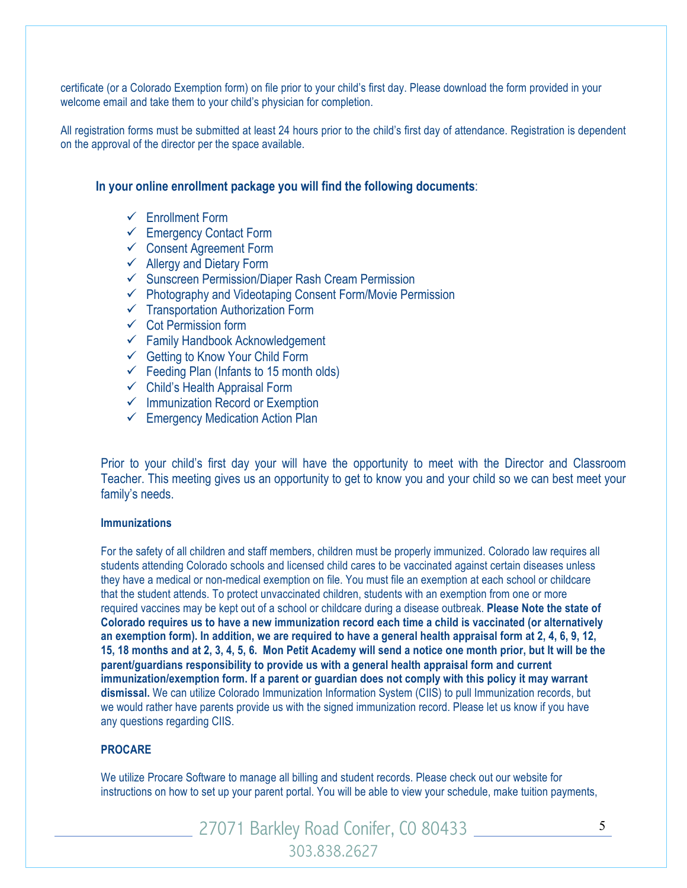certificate (or a Colorado Exemption form) on file prior to your child's first day. Please download the form provided in your welcome email and take them to your child's physician for completion.

All registration forms must be submitted at least 24 hours prior to the child's first day of attendance. Registration is dependent on the approval of the director per the space available.

**In your online enrollment package you will find the following documents**:

- ✓ Enrollment Form
- ✓ Emergency Contact Form
- ✓ Consent Agreement Form
- ✓ Allergy and Dietary Form
- ✓ Sunscreen Permission/Diaper Rash Cream Permission
- ✓ Photography and Videotaping Consent Form/Movie Permission
- ✓ Transportation Authorization Form
- ✓ Cot Permission form
- ✓ Family Handbook Acknowledgement
- ✓ Getting to Know Your Child Form
- ✓ Feeding Plan (Infants to 15 month olds)
- ✓ Child's Health Appraisal Form
- ✓ Immunization Record or Exemption
- ✓ Emergency Medication Action Plan

Prior to your child's first day your will have the opportunity to meet with the Director and Classroom Teacher. This meeting gives us an opportunity to get to know you and your child so we can best meet your family's needs.

**Immunizations**

For the safety of all children and staff members, children must be properly immunized. Colorado law requires all students attending Colorado schools and licensed child cares to be vaccinated against certain diseases unless they have a medical or non-medical exemption on file. You must file an exemption at each school or childcare that the student attends. To protect unvaccinated children, students with an exemption from one or more required vaccines may be kept out of a school or childcare during a disease outbreak. **Please Note the state of Colorado requires us to have a new immunization record each time a child is vaccinated (or alternatively an exemption form). In addition, we are required to have a general health appraisal form at 2, 4, 6, 9, 12, 15, 18 months and at 2, 3, 4, 5, 6. Mon Petit Academy will send a notice one month prior, but It will be the parent/guardians responsibility to provide us with a general health appraisal form and current immunization/exemption form. If a parent or guardian does not comply with this policy it may warrant dismissal.** We can utilize Colorado Immunization Information System (CIIS) to pull Immunization records, but we would rather have parents provide us with the signed immunization record. Please let us know if you have any questions regarding CIIS.

**PROCARE**

We utilize Procare Software to manage all billing and student records. Please check out our website for instructions on how to set up your parent portal. You will be able to view your schedule, make tuition payments,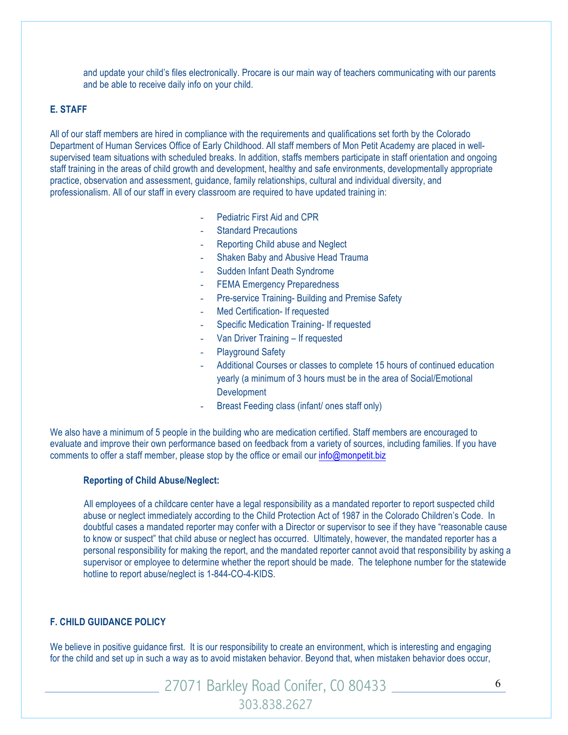and update your child's files electronically. Procare is our main way of teachers communicating with our parents and be able to receive daily info on your child.

## E. STAFF

All of our staff members are hired in compliance with the requirements and qualifications set forth by the Colorado Department of Human Services Office of Early Childhood. All staff members of Mon Petit Academy are placed in well-supervised team situations with scheduled breaks. In addition, staffs members participate in staff orientation and ongoing staff training in the areas of child growth and development, healthy and safe environments, developmentally appropriate practice, observation and assessment, guidance, family relationships, cultural and individual diversity, and professionalism. All of our staff in every classroom are required to have updated training in:

- Pediatric First Aid and CPR
- Standard Precautions
- Reporting Child abuse and Neglect
- Shaken Baby and Abusive Head Trauma
- Sudden Infant Death Syndrome
- FEMA Emergency Preparedness
- Pre-service Training- Building and Premise Safety
- Med Certification- If requested
- Specific Medication Training- If requested
- Van Driver Training – If requested
- Playground Safety
- Additional Courses or classes to complete 15 hours of continued education yearly (a minimum of 3 hours must be in the area of Social/Emotional Development
- Breast Feeding class (infant/ ones staff only)

We also have a minimum of 5 people in the building who are medication certified. Staff members are encouraged to evaluate and improve their own performance based on feedback from a variety of sources, including families. If you have comments to offer a staff member, please stop by the office or email our info@monpetit.biz

### Reporting of Child Abuse/Neglect:

All employees of a childcare center have a legal responsibility as a mandated reporter to report suspected child abuse or neglect immediately according to the Child Protection Act of 1987 in the Colorado Children's Code. In doubtful cases a mandated reporter may confer with a Director or supervisor to see if they have "reasonable cause to know or suspect" that child abuse or neglect has occurred. Ultimately, however, the mandated reporter has a personal responsibility for making the report, and the mandated reporter cannot avoid that responsibility by asking a supervisor or employee to determine whether the report should be made. The telephone number for the statewide hotline to report abuse/neglect is 1-844-CO-4-KIDS.

## F. CHILD GUIDANCE POLICY

We believe in positive guidance first. It is our responsibility to create an environment, which is interesting and engaging for the child and set up in such a way as to avoid mistaken behavior. Beyond that, when mistaken behavior does occur,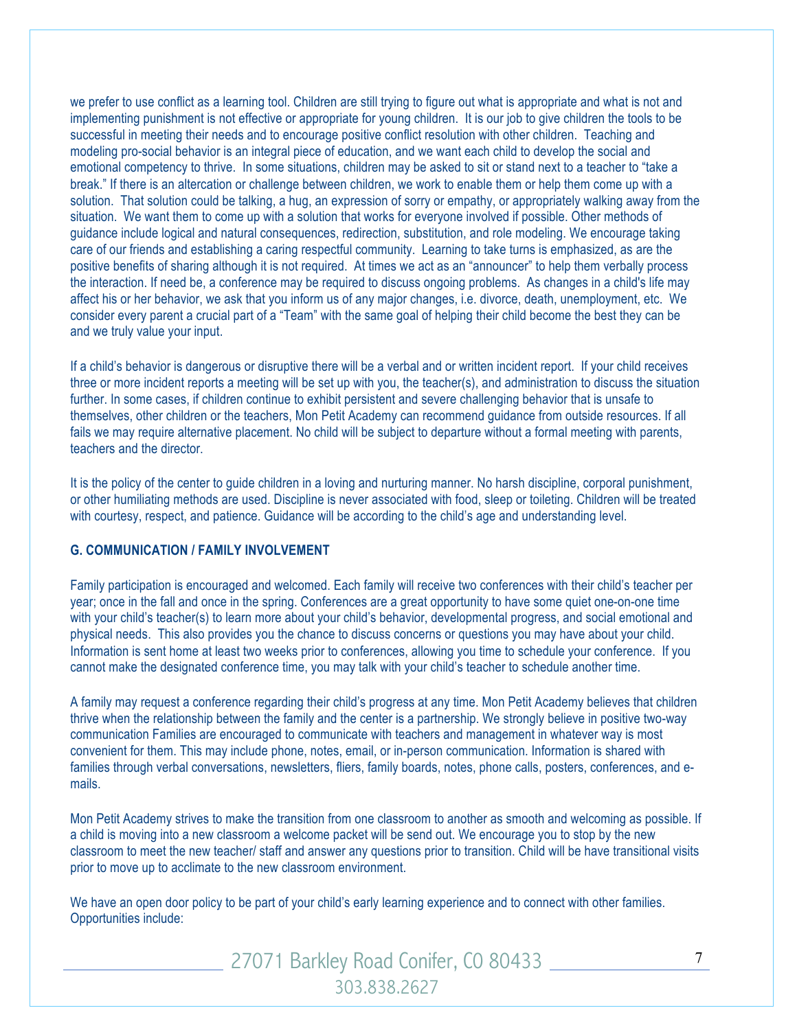we prefer to use conflict as a learning tool. Children are still trying to figure out what is appropriate and what is not and implementing punishment is not effective or appropriate for young children. It is our job to give children the tools to be successful in meeting their needs and to encourage positive conflict resolution with other children. Teaching and modeling pro-social behavior is an integral piece of education, and we want each child to develop the social and emotional competency to thrive. In some situations, children may be asked to sit or stand next to a teacher to "take a break." If there is an altercation or challenge between children, we work to enable them or help them come up with a solution. That solution could be talking, a hug, an expression of sorry or empathy, or appropriately walking away from the situation. We want them to come up with a solution that works for everyone involved if possible. Other methods of guidance include logical and natural consequences, redirection, substitution, and role modeling. We encourage taking care of our friends and establishing a caring respectful community. Learning to take turns is emphasized, as are the positive benefits of sharing although it is not required. At times we act as an "announcer" to help them verbally process the interaction. If need be, a conference may be required to discuss ongoing problems. As changes in a child's life may affect his or her behavior, we ask that you inform us of any major changes, i.e. divorce, death, unemployment, etc. We consider every parent a crucial part of a "Team" with the same goal of helping their child become the best they can be and we truly value your input.

If a child's behavior is dangerous or disruptive there will be a verbal and or written incident report. If your child receives three or more incident reports a meeting will be set up with you, the teacher(s), and administration to discuss the situation further. In some cases, if children continue to exhibit persistent and severe challenging behavior that is unsafe to themselves, other children or the teachers, Mon Petit Academy can recommend guidance from outside resources. If all fails we may require alternative placement. No child will be subject to departure without a formal meeting with parents, teachers and the director.

It is the policy of the center to guide children in a loving and nurturing manner. No harsh discipline, corporal punishment, or other humiliating methods are used. Discipline is never associated with food, sleep or toileting. Children will be treated with courtesy, respect, and patience. Guidance will be according to the child's age and understanding level.

### G. COMMUNICATION / FAMILY INVOLVEMENT

Family participation is encouraged and welcomed. Each family will receive two conferences with their child's teacher per year; once in the fall and once in the spring. Conferences are a great opportunity to have some quiet one-on-one time with your child's teacher(s) to learn more about your child's behavior, developmental progress, and social emotional and physical needs. This also provides you the chance to discuss concerns or questions you may have about your child. Information is sent home at least two weeks prior to conferences, allowing you time to schedule your conference. If you cannot make the designated conference time, you may talk with your child's teacher to schedule another time.

A family may request a conference regarding their child's progress at any time. Mon Petit Academy believes that children thrive when the relationship between the family and the center is a partnership. We strongly believe in positive two-way communication Families are encouraged to communicate with teachers and management in whatever way is most convenient for them. This may include phone, notes, email, or in-person communication. Information is shared with families through verbal conversations, newsletters, fliers, family boards, notes, phone calls, posters, conferences, and e-mails.

Mon Petit Academy strives to make the transition from one classroom to another as smooth and welcoming as possible. If a child is moving into a new classroom a welcome packet will be send out. We encourage you to stop by the new classroom to meet the new teacher/ staff and answer any questions prior to transition. Child will be have transitional visits prior to move up to acclimate to the new classroom environment.

We have an open door policy to be part of your child's early learning experience and to connect with other families. Opportunities include: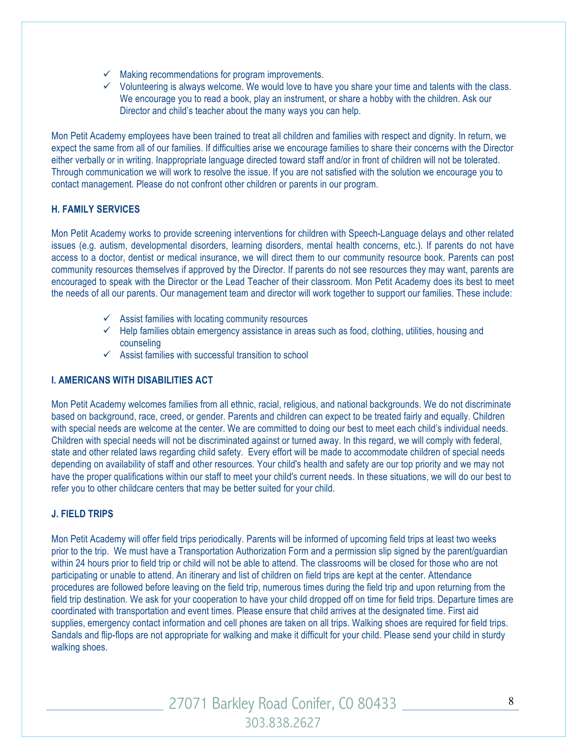- ✓ Making recommendations for program improvements.
- ✓ Volunteering is always welcome. We would love to have you share your time and talents with the class. We encourage you to read a book, play an instrument, or share a hobby with the children. Ask our Director and child's teacher about the many ways you can help.

Mon Petit Academy employees have been trained to treat all children and families with respect and dignity. In return, we expect the same from all of our families. If difficulties arise we encourage families to share their concerns with the Director either verbally or in writing. Inappropriate language directed toward staff and/or in front of children will not be tolerated. Through communication we will work to resolve the issue. If you are not satisfied with the solution we encourage you to contact management. Please do not confront other children or parents in our program.

### H. FAMILY SERVICES

Mon Petit Academy works to provide screening interventions for children with Speech-Language delays and other related issues (e.g. autism, developmental disorders, learning disorders, mental health concerns, etc.). If parents do not have access to a doctor, dentist or medical insurance, we will direct them to our community resource book. Parents can post community resources themselves if approved by the Director. If parents do not see resources they may want, parents are encouraged to speak with the Director or the Lead Teacher of their classroom. Mon Petit Academy does its best to meet the needs of all our parents. Our management team and director will work together to support our families. These include:

- ✓ Assist families with locating community resources
- ✓ Help families obtain emergency assistance in areas such as food, clothing, utilities, housing and counseling
- ✓ Assist families with successful transition to school

### I. AMERICANS WITH DISABILITIES ACT

Mon Petit Academy welcomes families from all ethnic, racial, religious, and national backgrounds. We do not discriminate based on background, race, creed, or gender. Parents and children can expect to be treated fairly and equally. Children with special needs are welcome at the center. We are committed to doing our best to meet each child's individual needs. Children with special needs will not be discriminated against or turned away. In this regard, we will comply with federal, state and other related laws regarding child safety. Every effort will be made to accommodate children of special needs depending on availability of staff and other resources. Your child's health and safety are our top priority and we may not have the proper qualifications within our staff to meet your child's current needs. In these situations, we will do our best to refer you to other childcare centers that may be better suited for your child.

### J. FIELD TRIPS

Mon Petit Academy will offer field trips periodically. Parents will be informed of upcoming field trips at least two weeks prior to the trip. We must have a Transportation Authorization Form and a permission slip signed by the parent/guardian within 24 hours prior to field trip or child will not be able to attend. The classrooms will be closed for those who are not participating or unable to attend. An itinerary and list of children on field trips are kept at the center. Attendance procedures are followed before leaving on the field trip, numerous times during the field trip and upon returning from the field trip destination. We ask for your cooperation to have your child dropped off on time for field trips. Departure times are coordinated with transportation and event times. Please ensure that child arrives at the designated time. First aid supplies, emergency contact information and cell phones are taken on all trips. Walking shoes are required for field trips. Sandals and flip-flops are not appropriate for walking and make it difficult for your child. Please send your child in sturdy walking shoes.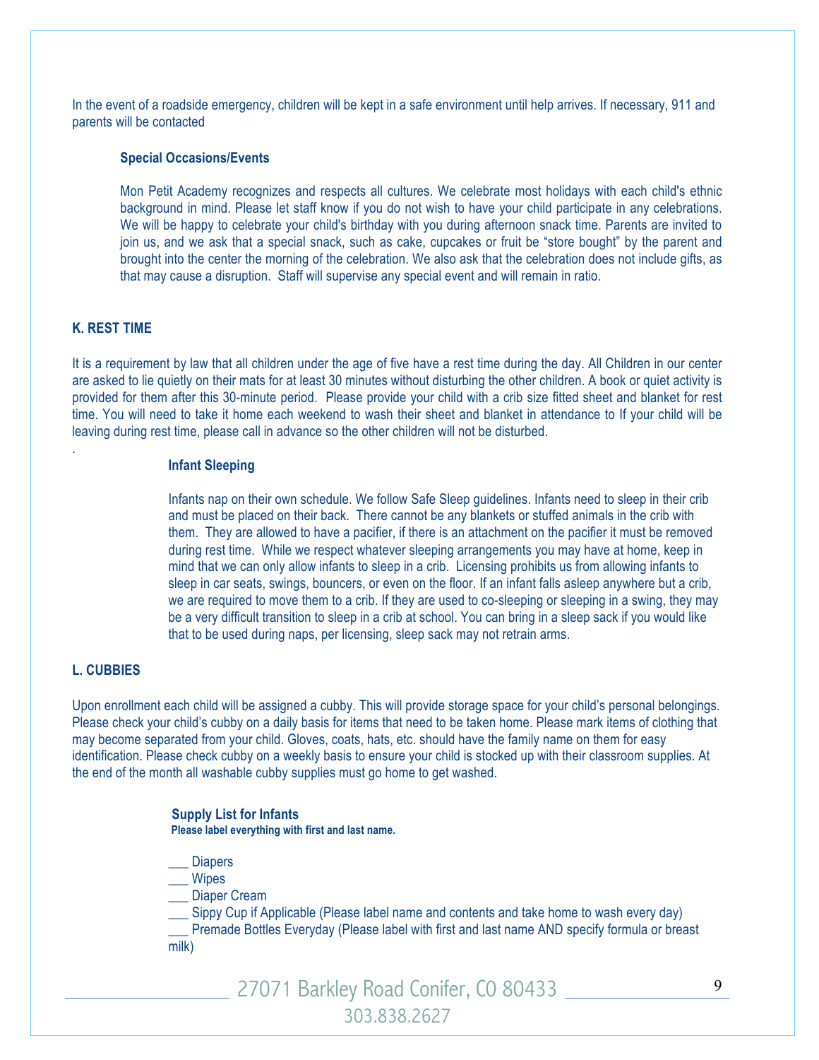In the event of a roadside emergency, children will be kept in a safe environment until help arrives. If necessary, 911 and parents will be contacted

### Special Occasions/Events

Mon Petit Academy recognizes and respects all cultures. We celebrate most holidays with each child's ethnic background in mind. Please let staff know if you do not wish to have your child participate in any celebrations. We will be happy to celebrate your child's birthday with you during afternoon snack time. Parents are invited to join us, and we ask that a special snack, such as cake, cupcakes or fruit be "store bought" by the parent and brought into the center the morning of the celebration. We also ask that the celebration does not include gifts, as that may cause a disruption. Staff will supervise any special event and will remain in ratio.

## K. REST TIME

It is a requirement by law that all children under the age of five have a rest time during the day. All Children in our center are asked to lie quietly on their mats for at least 30 minutes without disturbing the other children. A book or quiet activity is provided for them after this 30-minute period. Please provide your child with a crib size fitted sheet and blanket for rest time. You will need to take it home each weekend to wash their sheet and blanket in attendance to If your child will be leaving during rest time, please call in advance so the other children will not be disturbed.

.

### Infant Sleeping

Infants nap on their own schedule. We follow Safe Sleep guidelines. Infants need to sleep in their crib and must be placed on their back. There cannot be any blankets or stuffed animals in the crib with them. They are allowed to have a pacifier, if there is an attachment on the pacifier it must be removed during rest time. While we respect whatever sleeping arrangements you may have at home, keep in mind that we can only allow infants to sleep in a crib. Licensing prohibits us from allowing infants to sleep in car seats, swings, bouncers, or even on the floor. If an infant falls asleep anywhere but a crib, we are required to move them to a crib. If they are used to co-sleeping or sleeping in a swing, they may be a very difficult transition to sleep in a crib at school. You can bring in a sleep sack if you would like that to be used during naps, per licensing, sleep sack may not retrain arms.

## L. CUBBIES

Upon enrollment each child will be assigned a cubby. This will provide storage space for your child's personal belongings. Please check your child's cubby on a daily basis for items that need to be taken home. Please mark items of clothing that may become separated from your child. Gloves, coats, hats, etc. should have the family name on them for easy identification. Please check cubby on a weekly basis to ensure your child is stocked up with their classroom supplies. At the end of the month all washable cubby supplies must go home to get washed.

### Supply List for Infants

**Please label everything with first and last name.**

\_\_\_ Diapers
\_\_\_ Wipes
\_\_\_ Diaper Cream
\_\_\_ Sippy Cup if Applicable (Please label name and contents and take home to wash every day)
\_\_\_ Premade Bottles Everyday (Please label with first and last name AND specify formula or breast milk)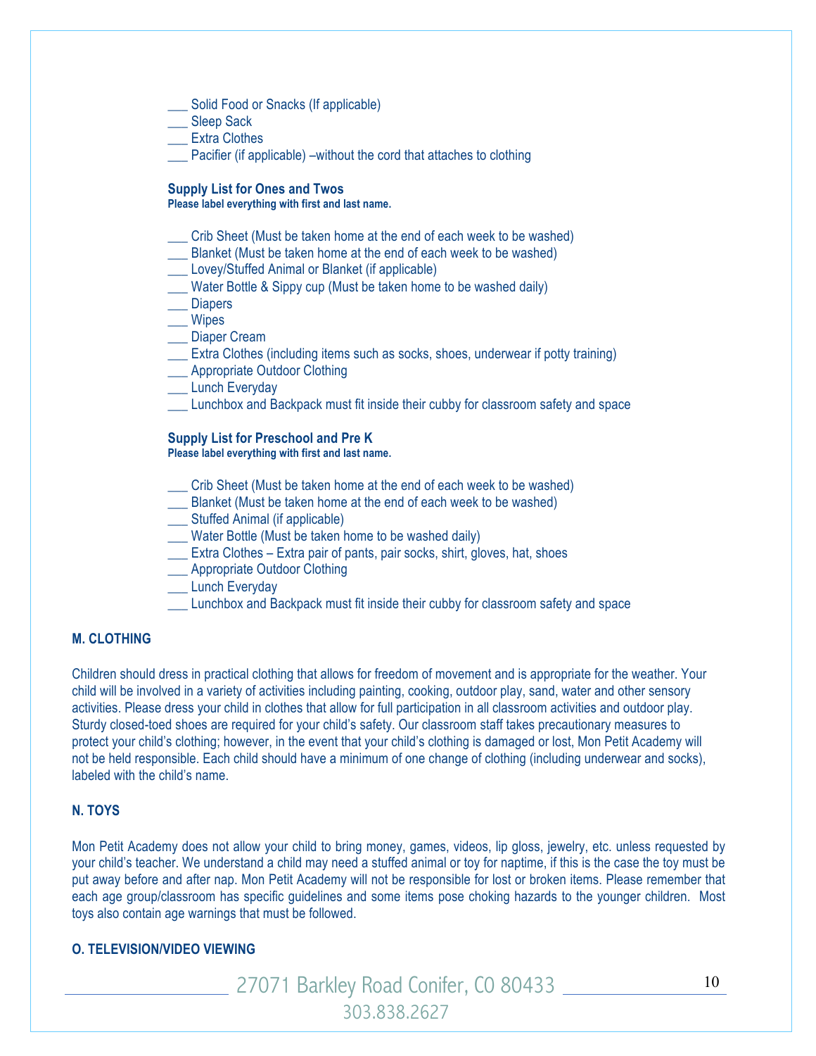___ Solid Food or Snacks (If applicable)
___ Sleep Sack
___ Extra Clothes
___ Pacifier (if applicable) –without the cord that attaches to clothing

**Supply List for Ones and Twos**
**Please label everything with first and last name.**

___ Crib Sheet (Must be taken home at the end of each week to be washed)
___ Blanket (Must be taken home at the end of each week to be washed)
___ Lovey/Stuffed Animal or Blanket (if applicable)
___ Water Bottle & Sippy cup (Must be taken home to be washed daily)
___ Diapers
___ Wipes
___ Diaper Cream
___ Extra Clothes (including items such as socks, shoes, underwear if potty training)
___ Appropriate Outdoor Clothing
___ Lunch Everyday
___ Lunchbox and Backpack must fit inside their cubby for classroom safety and space

**Supply List for Preschool and Pre K**
**Please label everything with first and last name.**

___ Crib Sheet (Must be taken home at the end of each week to be washed)
___ Blanket (Must be taken home at the end of each week to be washed)
___ Stuffed Animal (if applicable)
___ Water Bottle (Must be taken home to be washed daily)
___ Extra Clothes – Extra pair of pants, pair socks, shirt, gloves, hat, shoes
___ Appropriate Outdoor Clothing
___ Lunch Everyday
___ Lunchbox and Backpack must fit inside their cubby for classroom safety and space

### M. CLOTHING

Children should dress in practical clothing that allows for freedom of movement and is appropriate for the weather. Your child will be involved in a variety of activities including painting, cooking, outdoor play, sand, water and other sensory activities. Please dress your child in clothes that allow for full participation in all classroom activities and outdoor play. Sturdy closed-toed shoes are required for your child's safety. Our classroom staff takes precautionary measures to protect your child's clothing; however, in the event that your child's clothing is damaged or lost, Mon Petit Academy will not be held responsible. Each child should have a minimum of one change of clothing (including underwear and socks), labeled with the child's name.

### N. TOYS

Mon Petit Academy does not allow your child to bring money, games, videos, lip gloss, jewelry, etc. unless requested by your child's teacher. We understand a child may need a stuffed animal or toy for naptime, if this is the case the toy must be put away before and after nap. Mon Petit Academy will not be responsible for lost or broken items. Please remember that each age group/classroom has specific guidelines and some items pose choking hazards to the younger children. Most toys also contain age warnings that must be followed.

### O. TELEVISION/VIDEO VIEWING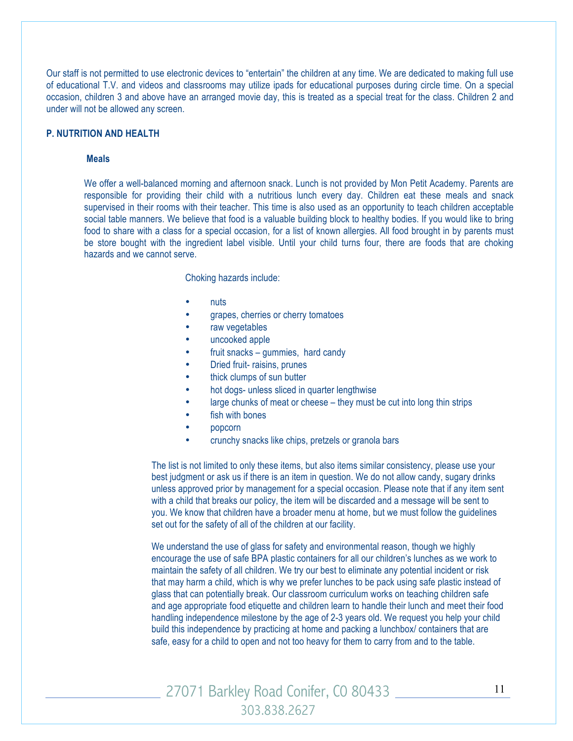Our staff is not permitted to use electronic devices to "entertain" the children at any time. We are dedicated to making full use of educational T.V. and videos and classrooms may utilize ipads for educational purposes during circle time. On a special occasion, children 3 and above have an arranged movie day, this is treated as a special treat for the class. Children 2 and under will not be allowed any screen.

## P. NUTRITION AND HEALTH

### Meals

We offer a well-balanced morning and afternoon snack. Lunch is not provided by Mon Petit Academy. Parents are responsible for providing their child with a nutritious lunch every day. Children eat these meals and snack supervised in their rooms with their teacher. This time is also used as an opportunity to teach children acceptable social table manners. We believe that food is a valuable building block to healthy bodies. If you would like to bring food to share with a class for a special occasion, for a list of known allergies. All food brought in by parents must be store bought with the ingredient label visible. Until your child turns four, there are foods that are choking hazards and we cannot serve.

Choking hazards include:

- nuts
- grapes, cherries or cherry tomatoes
- raw vegetables
- uncooked apple
- fruit snacks – gummies, hard candy
- Dried fruit- raisins, prunes
- thick clumps of sun butter
- hot dogs- unless sliced in quarter lengthwise
- large chunks of meat or cheese – they must be cut into long thin strips
- fish with bones
- popcorn
- crunchy snacks like chips, pretzels or granola bars

The list is not limited to only these items, but also items similar consistency, please use your best judgment or ask us if there is an item in question. We do not allow candy, sugary drinks unless approved prior by management for a special occasion. Please note that if any item sent with a child that breaks our policy, the item will be discarded and a message will be sent to you. We know that children have a broader menu at home, but we must follow the guidelines set out for the safety of all of the children at our facility.

We understand the use of glass for safety and environmental reason, though we highly encourage the use of safe BPA plastic containers for all our children's lunches as we work to maintain the safety of all children. We try our best to eliminate any potential incident or risk that may harm a child, which is why we prefer lunches to be pack using safe plastic instead of glass that can potentially break. Our classroom curriculum works on teaching children safe and age appropriate food etiquette and children learn to handle their lunch and meet their food handling independence milestone by the age of 2-3 years old. We request you help your child build this independence by practicing at home and packing a lunchbox/ containers that are safe, easy for a child to open and not too heavy for them to carry from and to the table.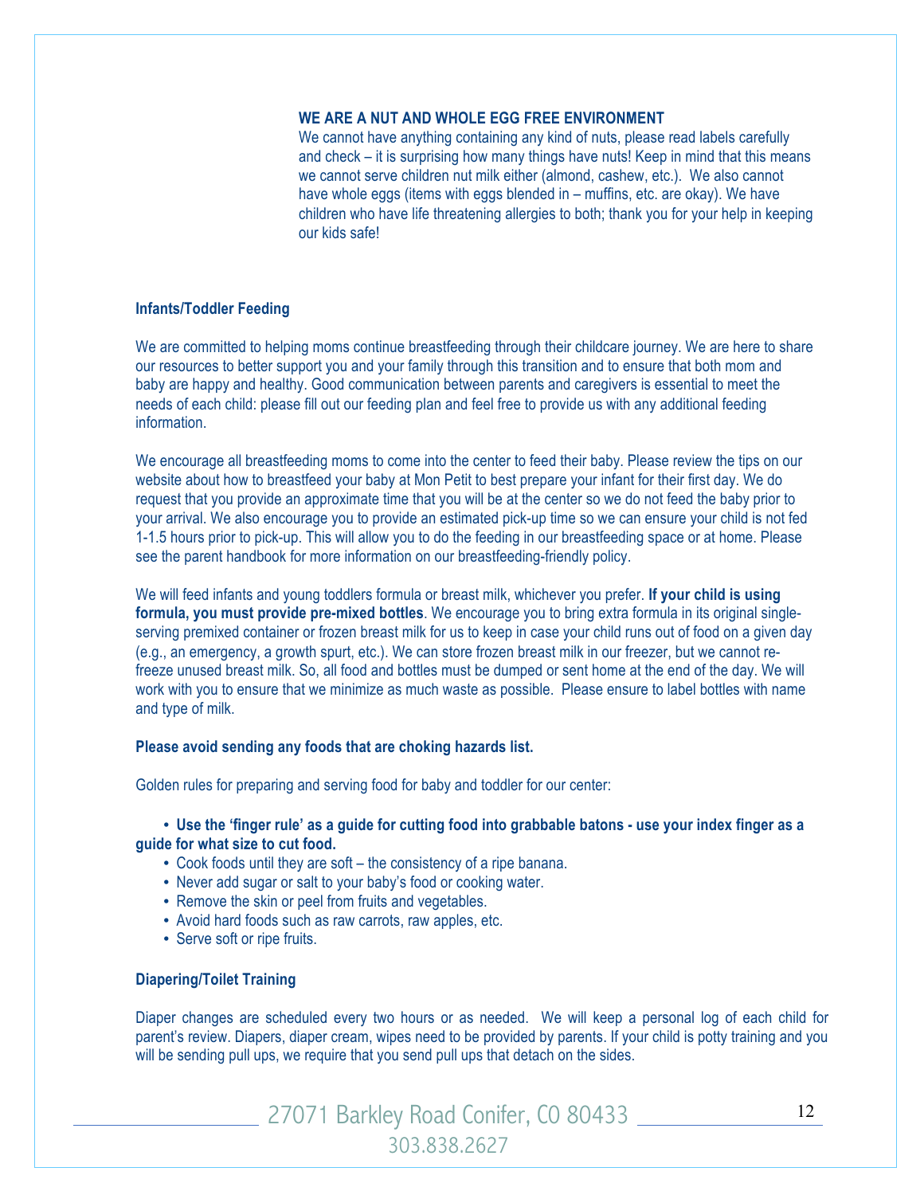**WE ARE A NUT AND WHOLE EGG FREE ENVIRONMENT**

We cannot have anything containing any kind of nuts, please read labels carefully and check – it is surprising how many things have nuts! Keep in mind that this means we cannot serve children nut milk either (almond, cashew, etc.). We also cannot have whole eggs (items with eggs blended in – muffins, etc. are okay). We have children who have life threatening allergies to both; thank you for your help in keeping our kids safe!

### Infants/Toddler Feeding

We are committed to helping moms continue breastfeeding through their childcare journey. We are here to share our resources to better support you and your family through this transition and to ensure that both mom and baby are happy and healthy. Good communication between parents and caregivers is essential to meet the needs of each child: please fill out our feeding plan and feel free to provide us with any additional feeding information.

We encourage all breastfeeding moms to come into the center to feed their baby. Please review the tips on our website about how to breastfeed your baby at Mon Petit to best prepare your infant for their first day. We do request that you provide an approximate time that you will be at the center so we do not feed the baby prior to your arrival. We also encourage you to provide an estimated pick-up time so we can ensure your child is not fed 1-1.5 hours prior to pick-up. This will allow you to do the feeding in our breastfeeding space or at home. Please see the parent handbook for more information on our breastfeeding-friendly policy.

We will feed infants and young toddlers formula or breast milk, whichever you prefer. **If your child is using formula, you must provide pre-mixed bottles**. We encourage you to bring extra formula in its original single-serving premixed container or frozen breast milk for us to keep in case your child runs out of food on a given day (e.g., an emergency, a growth spurt, etc.). We can store frozen breast milk in our freezer, but we cannot re-freeze unused breast milk. So, all food and bottles must be dumped or sent home at the end of the day. We will work with you to ensure that we minimize as much waste as possible. Please ensure to label bottles with name and type of milk.

**Please avoid sending any foods that are choking hazards list.**

Golden rules for preparing and serving food for baby and toddler for our center:

- **Use the 'finger rule' as a guide for cutting food into grabbable batons - use your index finger as a guide for what size to cut food.**
- Cook foods until they are soft – the consistency of a ripe banana.
- Never add sugar or salt to your baby's food or cooking water.
- Remove the skin or peel from fruits and vegetables.
- Avoid hard foods such as raw carrots, raw apples, etc.
- Serve soft or ripe fruits.

### Diapering/Toilet Training

Diaper changes are scheduled every two hours or as needed. We will keep a personal log of each child for parent's review. Diapers, diaper cream, wipes need to be provided by parents. If your child is potty training and you will be sending pull ups, we require that you send pull ups that detach on the sides.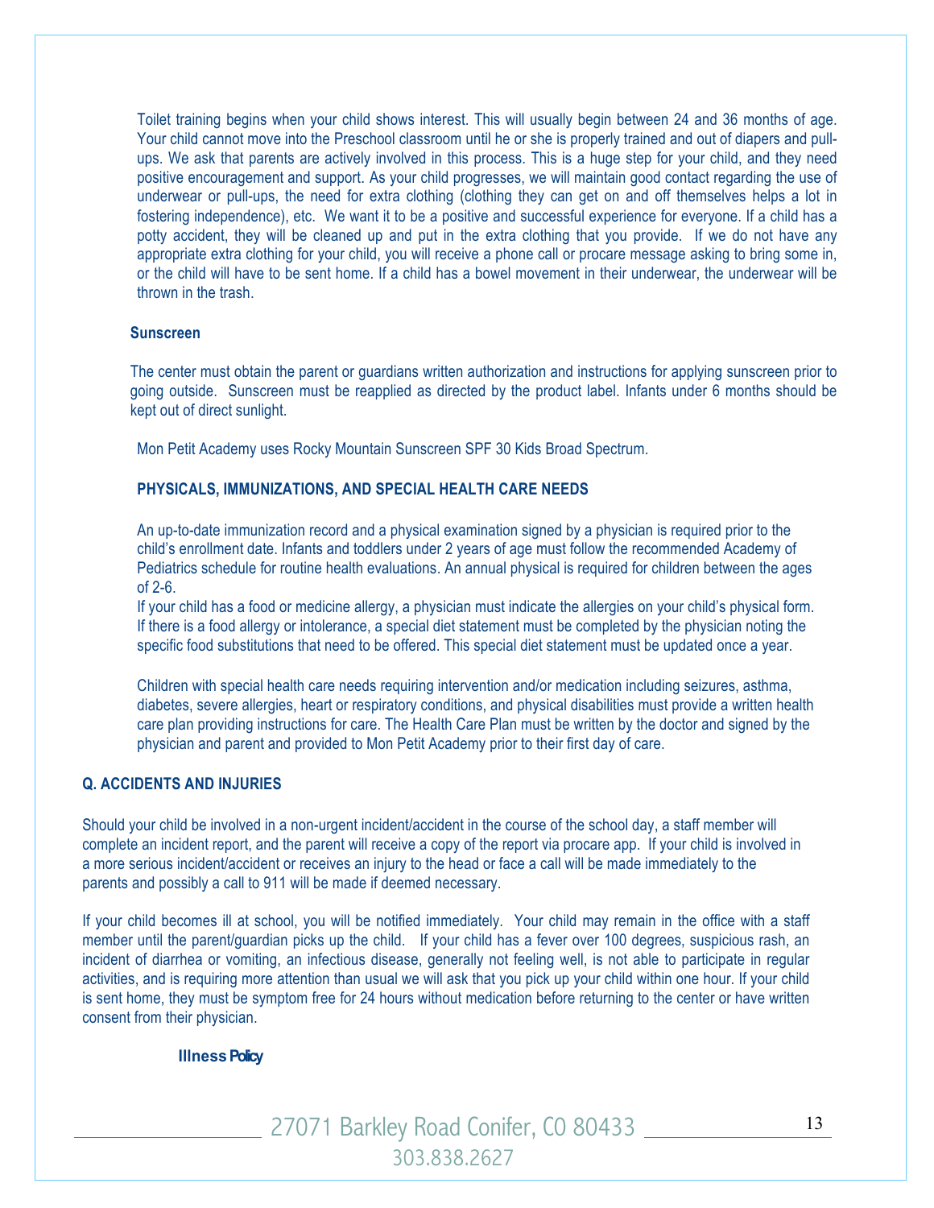Toilet training begins when your child shows interest. This will usually begin between 24 and 36 months of age. Your child cannot move into the Preschool classroom until he or she is properly trained and out of diapers and pull-ups. We ask that parents are actively involved in this process. This is a huge step for your child, and they need positive encouragement and support. As your child progresses, we will maintain good contact regarding the use of underwear or pull-ups, the need for extra clothing (clothing they can get on and off themselves helps a lot in fostering independence), etc. We want it to be a positive and successful experience for everyone. If a child has a potty accident, they will be cleaned up and put in the extra clothing that you provide. If we do not have any appropriate extra clothing for your child, you will receive a phone call or procare message asking to bring some in, or the child will have to be sent home. If a child has a bowel movement in their underwear, the underwear will be thrown in the trash.

### Sunscreen

The center must obtain the parent or guardians written authorization and instructions for applying sunscreen prior to going outside. Sunscreen must be reapplied as directed by the product label. Infants under 6 months should be kept out of direct sunlight.

Mon Petit Academy uses Rocky Mountain Sunscreen SPF 30 Kids Broad Spectrum.

### PHYSICALS, IMMUNIZATIONS, AND SPECIAL HEALTH CARE NEEDS

An up-to-date immunization record and a physical examination signed by a physician is required prior to the child's enrollment date. Infants and toddlers under 2 years of age must follow the recommended Academy of Pediatrics schedule for routine health evaluations. An annual physical is required for children between the ages of 2-6.

If your child has a food or medicine allergy, a physician must indicate the allergies on your child's physical form. If there is a food allergy or intolerance, a special diet statement must be completed by the physician noting the specific food substitutions that need to be offered. This special diet statement must be updated once a year.

Children with special health care needs requiring intervention and/or medication including seizures, asthma, diabetes, severe allergies, heart or respiratory conditions, and physical disabilities must provide a written health care plan providing instructions for care. The Health Care Plan must be written by the doctor and signed by the physician and parent and provided to Mon Petit Academy prior to their first day of care.

## Q. ACCIDENTS AND INJURIES

Should your child be involved in a non-urgent incident/accident in the course of the school day, a staff member will complete an incident report, and the parent will receive a copy of the report via procare app. If your child is involved in a more serious incident/accident or receives an injury to the head or face a call will be made immediately to the parents and possibly a call to 911 will be made if deemed necessary.

If your child becomes ill at school, you will be notified immediately. Your child may remain in the office with a staff member until the parent/guardian picks up the child. If your child has a fever over 100 degrees, suspicious rash, an incident of diarrhea or vomiting, an infectious disease, generally not feeling well, is not able to participate in regular activities, and is requiring more attention than usual we will ask that you pick up your child within one hour. If your child is sent home, they must be symptom free for 24 hours without medication before returning to the center or have written consent from their physician.

### Illness Policy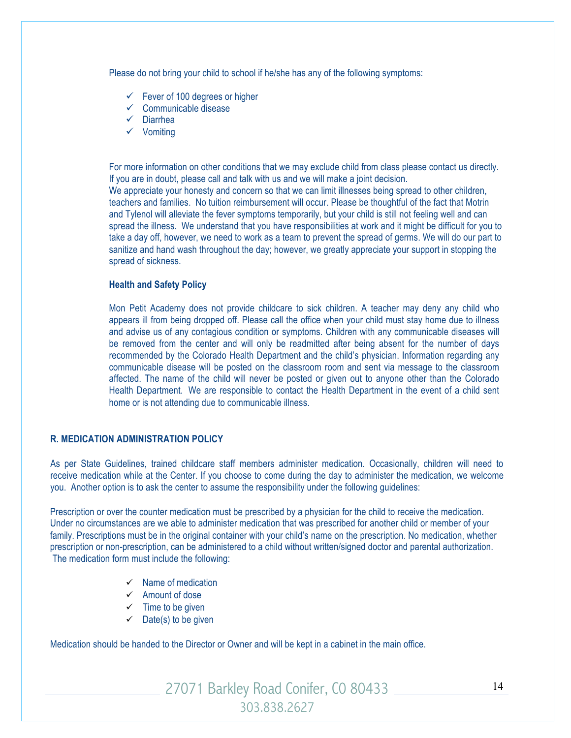Please do not bring your child to school if he/she has any of the following symptoms:

- ✓ Fever of 100 degrees or higher
- ✓ Communicable disease
- ✓ Diarrhea
- ✓ Vomiting

For more information on other conditions that we may exclude child from class please contact us directly. If you are in doubt, please call and talk with us and we will make a joint decision.
We appreciate your honesty and concern so that we can limit illnesses being spread to other children, teachers and families. No tuition reimbursement will occur. Please be thoughtful of the fact that Motrin and Tylenol will alleviate the fever symptoms temporarily, but your child is still not feeling well and can spread the illness. We understand that you have responsibilities at work and it might be difficult for you to take a day off, however, we need to work as a team to prevent the spread of germs. We will do our part to sanitize and hand wash throughout the day; however, we greatly appreciate your support in stopping the spread of sickness.

**Health and Safety Policy**

Mon Petit Academy does not provide childcare to sick children. A teacher may deny any child who appears ill from being dropped off. Please call the office when your child must stay home due to illness and advise us of any contagious condition or symptoms. Children with any communicable diseases will be removed from the center and will only be readmitted after being absent for the number of days recommended by the Colorado Health Department and the child's physician. Information regarding any communicable disease will be posted on the classroom room and sent via message to the classroom affected. The name of the child will never be posted or given out to anyone other than the Colorado Health Department. We are responsible to contact the Health Department in the event of a child sent home or is not attending due to communicable illness.

## R. MEDICATION ADMINISTRATION POLICY

As per State Guidelines, trained childcare staff members administer medication. Occasionally, children will need to receive medication while at the Center. If you choose to come during the day to administer the medication, we welcome you. Another option is to ask the center to assume the responsibility under the following guidelines:

Prescription or over the counter medication must be prescribed by a physician for the child to receive the medication. Under no circumstances are we able to administer medication that was prescribed for another child or member of your family. Prescriptions must be in the original container with your child's name on the prescription. No medication, whether prescription or non-prescription, can be administered to a child without written/signed doctor and parental authorization. The medication form must include the following:

- ✓ Name of medication
- ✓ Amount of dose
- ✓ Time to be given
- ✓ Date(s) to be given

Medication should be handed to the Director or Owner and will be kept in a cabinet in the main office.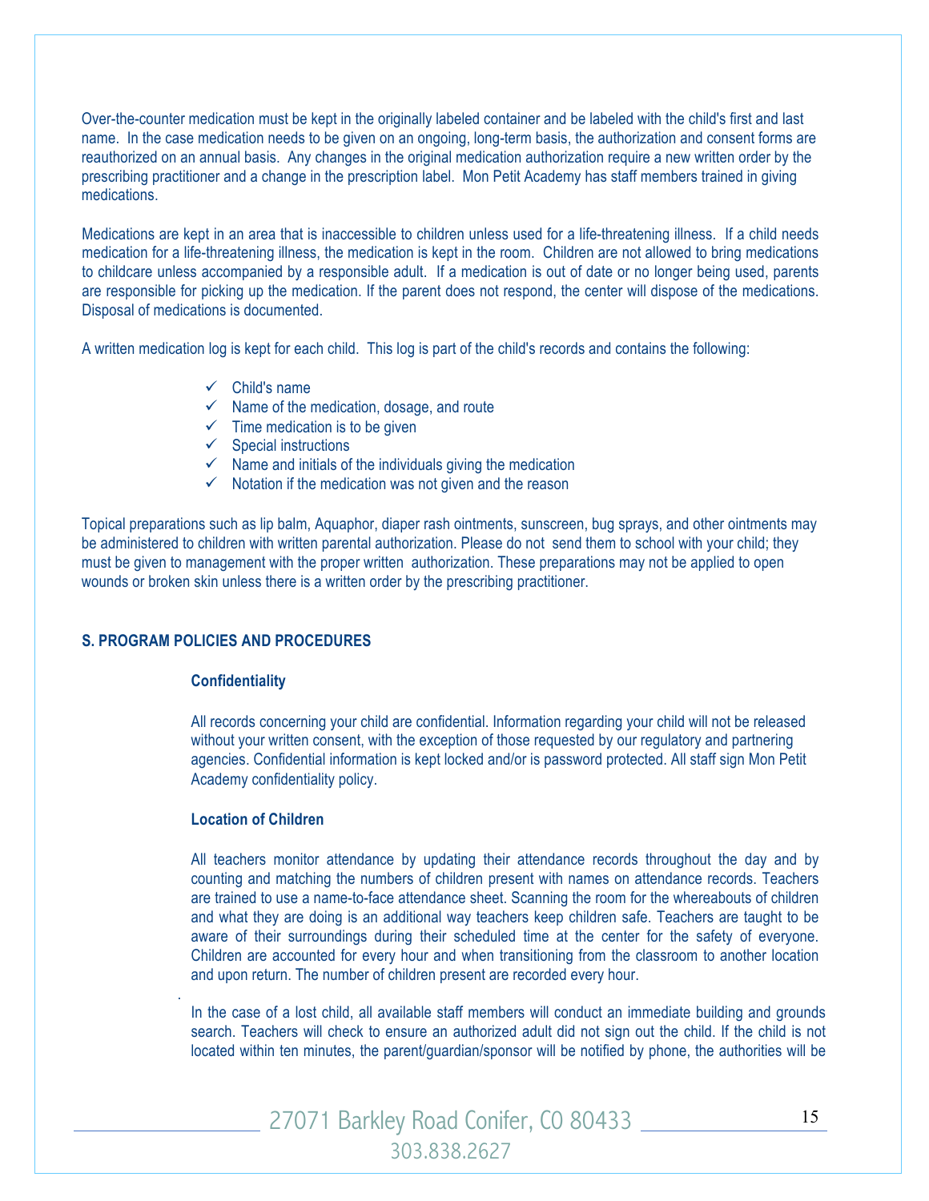Over-the-counter medication must be kept in the originally labeled container and be labeled with the child's first and last name. In the case medication needs to be given on an ongoing, long-term basis, the authorization and consent forms are reauthorized on an annual basis. Any changes in the original medication authorization require a new written order by the prescribing practitioner and a change in the prescription label. Mon Petit Academy has staff members trained in giving medications.

Medications are kept in an area that is inaccessible to children unless used for a life-threatening illness. If a child needs medication for a life-threatening illness, the medication is kept in the room. Children are not allowed to bring medications to childcare unless accompanied by a responsible adult. If a medication is out of date or no longer being used, parents are responsible for picking up the medication. If the parent does not respond, the center will dispose of the medications. Disposal of medications is documented.

A written medication log is kept for each child. This log is part of the child's records and contains the following:

- ✓ Child's name
- ✓ Name of the medication, dosage, and route
- ✓ Time medication is to be given
- ✓ Special instructions
- ✓ Name and initials of the individuals giving the medication
- ✓ Notation if the medication was not given and the reason

Topical preparations such as lip balm, Aquaphor, diaper rash ointments, sunscreen, bug sprays, and other ointments may be administered to children with written parental authorization. Please do not send them to school with your child; they must be given to management with the proper written authorization. These preparations may not be applied to open wounds or broken skin unless there is a written order by the prescribing practitioner.

## S. PROGRAM POLICIES AND PROCEDURES

### Confidentiality

All records concerning your child are confidential. Information regarding your child will not be released without your written consent, with the exception of those requested by our regulatory and partnering agencies. Confidential information is kept locked and/or is password protected. All staff sign Mon Petit Academy confidentiality policy.

### Location of Children

All teachers monitor attendance by updating their attendance records throughout the day and by counting and matching the numbers of children present with names on attendance records. Teachers are trained to use a name-to-face attendance sheet. Scanning the room for the whereabouts of children and what they are doing is an additional way teachers keep children safe. Teachers are taught to be aware of their surroundings during their scheduled time at the center for the safety of everyone. Children are accounted for every hour and when transitioning from the classroom to another location and upon return. The number of children present are recorded every hour.

In the case of a lost child, all available staff members will conduct an immediate building and grounds search. Teachers will check to ensure an authorized adult did not sign out the child. If the child is not located within ten minutes, the parent/guardian/sponsor will be notified by phone, the authorities will be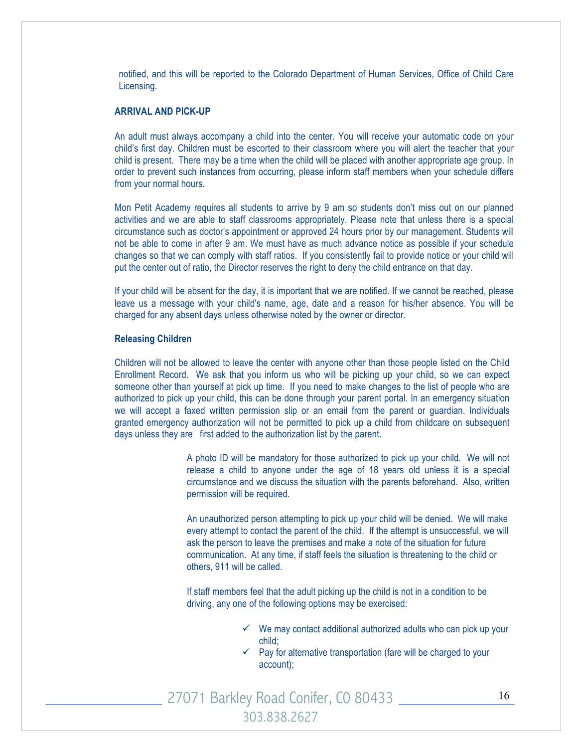notified, and this will be reported to the Colorado Department of Human Services, Office of Child Care Licensing.

**ARRIVAL AND PICK-UP**

An adult must always accompany a child into the center. You will receive your automatic code on your child's first day. Children must be escorted to their classroom where you will alert the teacher that your child is present. There may be a time when the child will be placed with another appropriate age group. In order to prevent such instances from occurring, please inform staff members when your schedule differs from your normal hours.

Mon Petit Academy requires all students to arrive by 9 am so students don't miss out on our planned activities and we are able to staff classrooms appropriately. Please note that unless there is a special circumstance such as doctor's appointment or approved 24 hours prior by our management. Students will not be able to come in after 9 am. We must have as much advance notice as possible if your schedule changes so that we can comply with staff ratios. If you consistently fail to provide notice or your child will put the center out of ratio, the Director reserves the right to deny the child entrance on that day.

If your child will be absent for the day, it is important that we are notified. If we cannot be reached, please leave us a message with your child's name, age, date and a reason for his/her absence. You will be charged for any absent days unless otherwise noted by the owner or director.

**Releasing Children**

Children will not be allowed to leave the center with anyone other than those people listed on the Child Enrollment Record. We ask that you inform us who will be picking up your child, so we can expect someone other than yourself at pick up time. If you need to make changes to the list of people who are authorized to pick up your child, this can be done through your parent portal. In an emergency situation we will accept a faxed written permission slip or an email from the parent or guardian. Individuals granted emergency authorization will not be permitted to pick up a child from childcare on subsequent days unless they are first added to the authorization list by the parent.

A photo ID will be mandatory for those authorized to pick up your child. We will not release a child to anyone under the age of 18 years old unless it is a special circumstance and we discuss the situation with the parents beforehand. Also, written permission will be required.

An unauthorized person attempting to pick up your child will be denied. We will make every attempt to contact the parent of the child. If the attempt is unsuccessful, we will ask the person to leave the premises and make a note of the situation for future communication. At any time, if staff feels the situation is threatening to the child or others, 911 will be called.

If staff members feel that the adult picking up the child is not in a condition to be driving, any one of the following options may be exercised:

- ✓ We may contact additional authorized adults who can pick up your child;
- ✓ Pay for alternative transportation (fare will be charged to your account);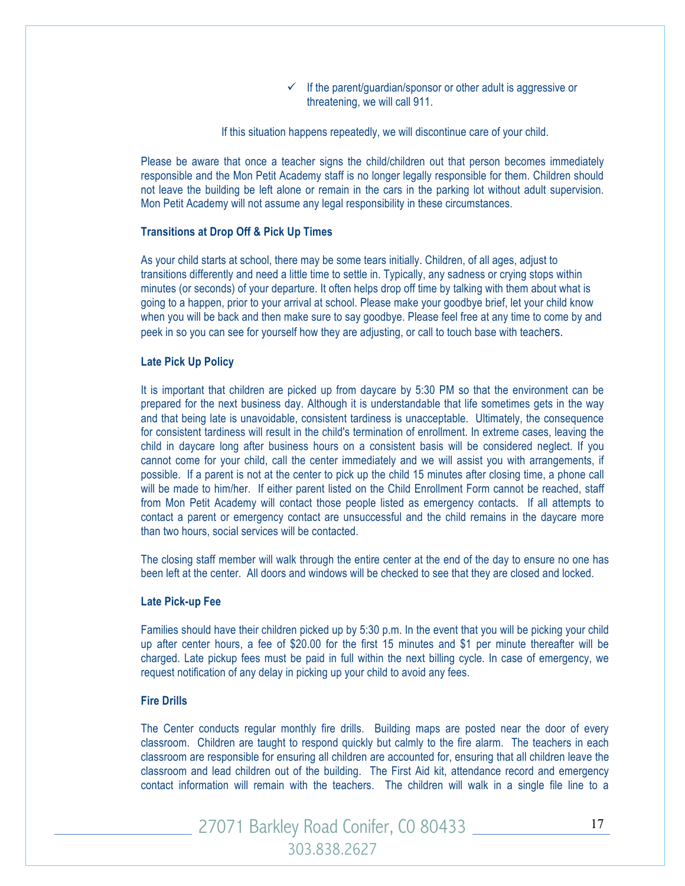- ✓ If the parent/guardian/sponsor or other adult is aggressive or threatening, we will call 911.

If this situation happens repeatedly, we will discontinue care of your child.

Please be aware that once a teacher signs the child/children out that person becomes immediately responsible and the Mon Petit Academy staff is no longer legally responsible for them. Children should not leave the building be left alone or remain in the cars in the parking lot without adult supervision. Mon Petit Academy will not assume any legal responsibility in these circumstances.

**Transitions at Drop Off & Pick Up Times**

As your child starts at school, there may be some tears initially. Children, of all ages, adjust to transitions differently and need a little time to settle in. Typically, any sadness or crying stops within minutes (or seconds) of your departure. It often helps drop off time by talking with them about what is going to a happen, prior to your arrival at school. Please make your goodbye brief, let your child know when you will be back and then make sure to say goodbye. Please feel free at any time to come by and peek in so you can see for yourself how they are adjusting, or call to touch base with teachers.

**Late Pick Up Policy**

It is important that children are picked up from daycare by 5:30 PM so that the environment can be prepared for the next business day. Although it is understandable that life sometimes gets in the way and that being late is unavoidable, consistent tardiness is unacceptable. Ultimately, the consequence for consistent tardiness will result in the child's termination of enrollment. In extreme cases, leaving the child in daycare long after business hours on a consistent basis will be considered neglect. If you cannot come for your child, call the center immediately and we will assist you with arrangements, if possible. If a parent is not at the center to pick up the child 15 minutes after closing time, a phone call will be made to him/her. If either parent listed on the Child Enrollment Form cannot be reached, staff from Mon Petit Academy will contact those people listed as emergency contacts. If all attempts to contact a parent or emergency contact are unsuccessful and the child remains in the daycare more than two hours, social services will be contacted.

The closing staff member will walk through the entire center at the end of the day to ensure no one has been left at the center. All doors and windows will be checked to see that they are closed and locked.

**Late Pick-up Fee**

Families should have their children picked up by 5:30 p.m. In the event that you will be picking your child up after center hours, a fee of $20.00 for the first 15 minutes and $1 per minute thereafter will be charged. Late pickup fees must be paid in full within the next billing cycle. In case of emergency, we request notification of any delay in picking up your child to avoid any fees.

**Fire Drills**

The Center conducts regular monthly fire drills. Building maps are posted near the door of every classroom. Children are taught to respond quickly but calmly to the fire alarm. The teachers in each classroom are responsible for ensuring all children are accounted for, ensuring that all children leave the classroom and lead children out of the building. The First Aid kit, attendance record and emergency contact information will remain with the teachers. The children will walk in a single file line to a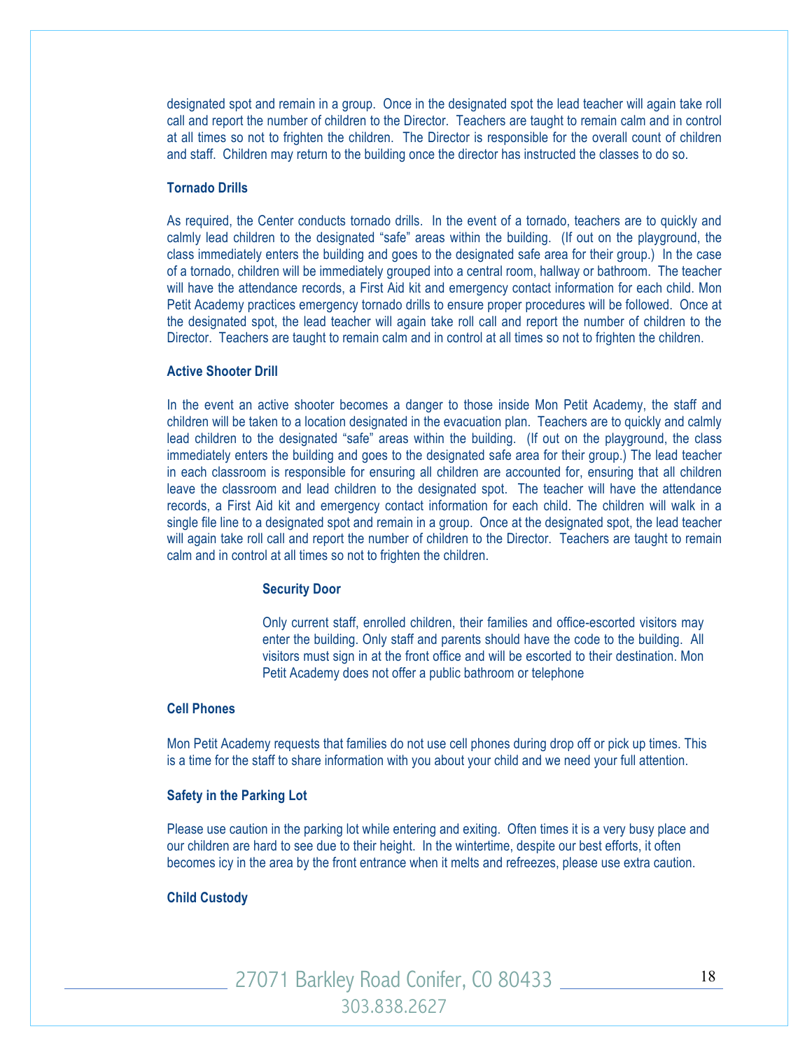designated spot and remain in a group. Once in the designated spot the lead teacher will again take roll call and report the number of children to the Director. Teachers are taught to remain calm and in control at all times so not to frighten the children. The Director is responsible for the overall count of children and staff. Children may return to the building once the director has instructed the classes to do so.

**Tornado Drills**

As required, the Center conducts tornado drills. In the event of a tornado, teachers are to quickly and calmly lead children to the designated "safe" areas within the building. (If out on the playground, the class immediately enters the building and goes to the designated safe area for their group.) In the case of a tornado, children will be immediately grouped into a central room, hallway or bathroom. The teacher will have the attendance records, a First Aid kit and emergency contact information for each child. Mon Petit Academy practices emergency tornado drills to ensure proper procedures will be followed. Once at the designated spot, the lead teacher will again take roll call and report the number of children to the Director. Teachers are taught to remain calm and in control at all times so not to frighten the children.

**Active Shooter Drill**

In the event an active shooter becomes a danger to those inside Mon Petit Academy, the staff and children will be taken to a location designated in the evacuation plan. Teachers are to quickly and calmly lead children to the designated "safe" areas within the building. (If out on the playground, the class immediately enters the building and goes to the designated safe area for their group.) The lead teacher in each classroom is responsible for ensuring all children are accounted for, ensuring that all children leave the classroom and lead children to the designated spot. The teacher will have the attendance records, a First Aid kit and emergency contact information for each child. The children will walk in a single file line to a designated spot and remain in a group. Once at the designated spot, the lead teacher will again take roll call and report the number of children to the Director. Teachers are taught to remain calm and in control at all times so not to frighten the children.

**Security Door**

Only current staff, enrolled children, their families and office-escorted visitors may enter the building. Only staff and parents should have the code to the building. All visitors must sign in at the front office and will be escorted to their destination. Mon Petit Academy does not offer a public bathroom or telephone

**Cell Phones**

Mon Petit Academy requests that families do not use cell phones during drop off or pick up times. This is a time for the staff to share information with you about your child and we need your full attention.

**Safety in the Parking Lot**

Please use caution in the parking lot while entering and exiting. Often times it is a very busy place and our children are hard to see due to their height. In the wintertime, despite our best efforts, it often becomes icy in the area by the front entrance when it melts and refreezes, please use extra caution.

**Child Custody**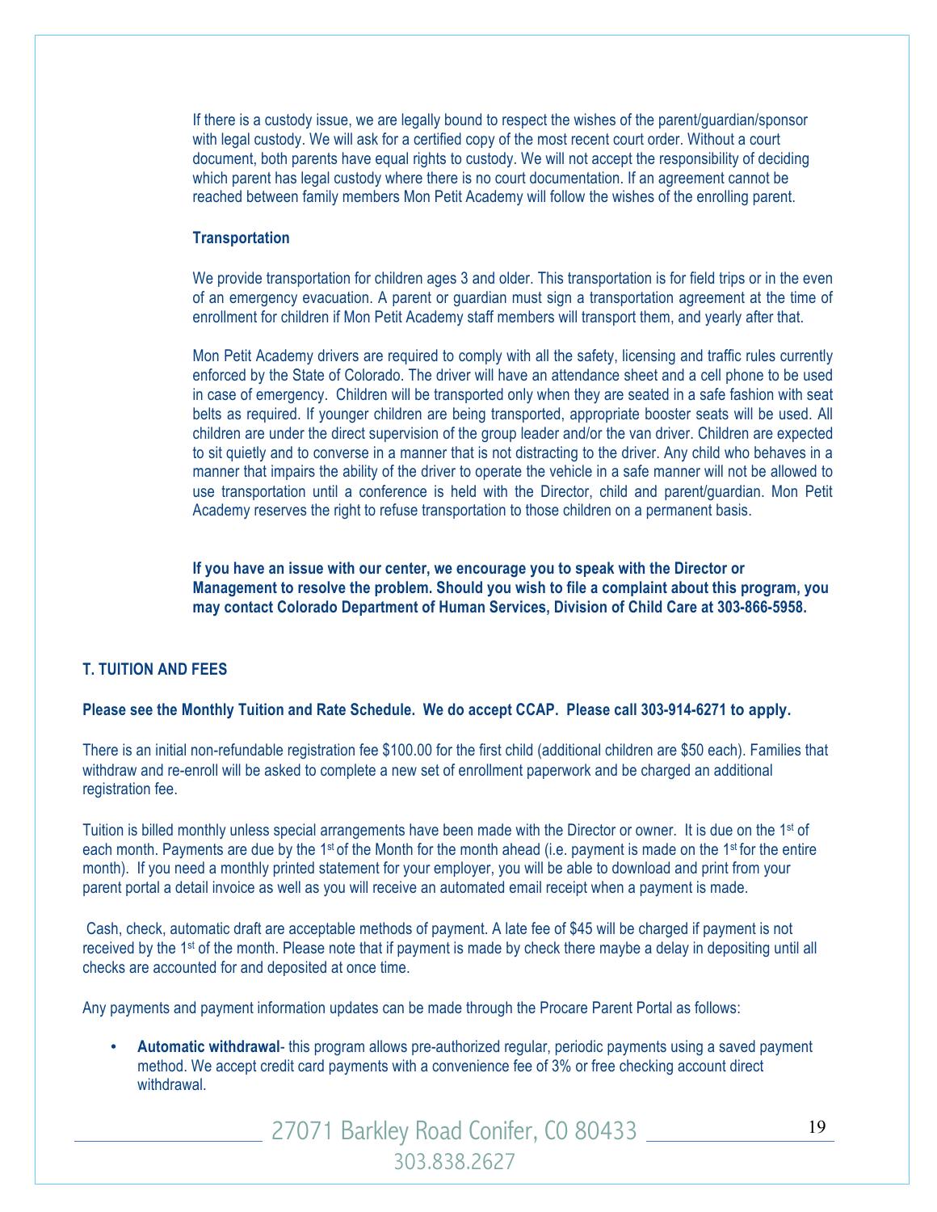If there is a custody issue, we are legally bound to respect the wishes of the parent/guardian/sponsor with legal custody. We will ask for a certified copy of the most recent court order. Without a court document, both parents have equal rights to custody. We will not accept the responsibility of deciding which parent has legal custody where there is no court documentation. If an agreement cannot be reached between family members Mon Petit Academy will follow the wishes of the enrolling parent.

**Transportation**

We provide transportation for children ages 3 and older. This transportation is for field trips or in the even of an emergency evacuation. A parent or guardian must sign a transportation agreement at the time of enrollment for children if Mon Petit Academy staff members will transport them, and yearly after that.

Mon Petit Academy drivers are required to comply with all the safety, licensing and traffic rules currently enforced by the State of Colorado. The driver will have an attendance sheet and a cell phone to be used in case of emergency. Children will be transported only when they are seated in a safe fashion with seat belts as required. If younger children are being transported, appropriate booster seats will be used. All children are under the direct supervision of the group leader and/or the van driver. Children are expected to sit quietly and to converse in a manner that is not distracting to the driver. Any child who behaves in a manner that impairs the ability of the driver to operate the vehicle in a safe manner will not be allowed to use transportation until a conference is held with the Director, child and parent/guardian. Mon Petit Academy reserves the right to refuse transportation to those children on a permanent basis.

**If you have an issue with our center, we encourage you to speak with the Director or Management to resolve the problem. Should you wish to file a complaint about this program, you may contact Colorado Department of Human Services, Division of Child Care at 303-866-5958.**

## T. TUITION AND FEES

**Please see the Monthly Tuition and Rate Schedule. We do accept CCAP. Please call 303-914-6271 to apply.**

There is an initial non-refundable registration fee $100.00 for the first child (additional children are $50 each). Families that withdraw and re-enroll will be asked to complete a new set of enrollment paperwork and be charged an additional registration fee.

Tuition is billed monthly unless special arrangements have been made with the Director or owner. It is due on the 1st of each month. Payments are due by the 1st of the Month for the month ahead (i.e. payment is made on the 1st for the entire month). If you need a monthly printed statement for your employer, you will be able to download and print from your parent portal a detail invoice as well as you will receive an automated email receipt when a payment is made.

Cash, check, automatic draft are acceptable methods of payment. A late fee of $45 will be charged if payment is not received by the 1st of the month. Please note that if payment is made by check there maybe a delay in depositing until all checks are accounted for and deposited at once time.

Any payments and payment information updates can be made through the Procare Parent Portal as follows:

- **Automatic withdrawal**- this program allows pre-authorized regular, periodic payments using a saved payment method. We accept credit card payments with a convenience fee of 3% or free checking account direct withdrawal.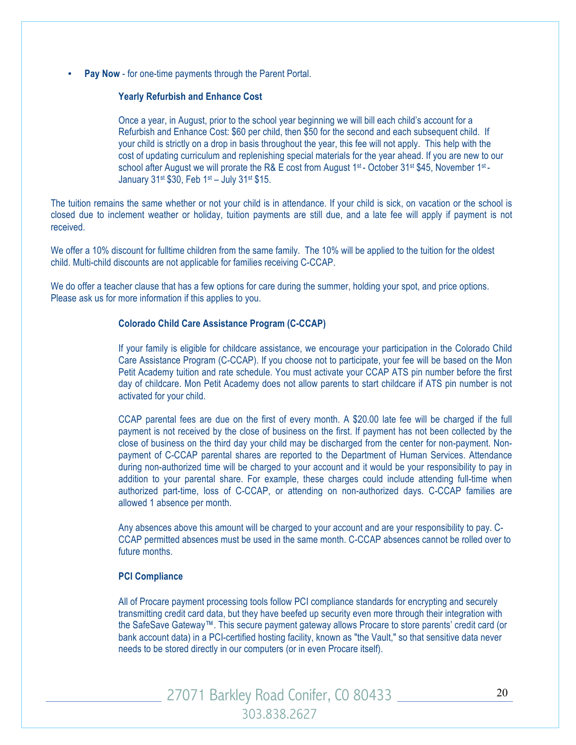- **Pay Now** - for one-time payments through the Parent Portal.

### Yearly Refurbish and Enhance Cost

Once a year, in August, prior to the school year beginning we will bill each child's account for a Refurbish and Enhance Cost: $60 per child, then $50 for the second and each subsequent child. If your child is strictly on a drop in basis throughout the year, this fee will not apply. This help with the cost of updating curriculum and replenishing special materials for the year ahead. If you are new to our school after August we will prorate the R& E cost from August 1st - October 31st $45, November 1st - January 31st $30, Feb 1st – July 31st $15.

The tuition remains the same whether or not your child is in attendance. If your child is sick, on vacation or the school is closed due to inclement weather or holiday, tuition payments are still due, and a late fee will apply if payment is not received.

We offer a 10% discount for fulltime children from the same family. The 10% will be applied to the tuition for the oldest child. Multi-child discounts are not applicable for families receiving C-CCAP.

We do offer a teacher clause that has a few options for care during the summer, holding your spot, and price options. Please ask us for more information if this applies to you.

### Colorado Child Care Assistance Program (C-CCAP)

If your family is eligible for childcare assistance, we encourage your participation in the Colorado Child Care Assistance Program (C-CCAP). If you choose not to participate, your fee will be based on the Mon Petit Academy tuition and rate schedule. You must activate your CCAP ATS pin number before the first day of childcare. Mon Petit Academy does not allow parents to start childcare if ATS pin number is not activated for your child.

CCAP parental fees are due on the first of every month. A $20.00 late fee will be charged if the full payment is not received by the close of business on the first. If payment has not been collected by the close of business on the third day your child may be discharged from the center for non-payment. Non-payment of C-CCAP parental shares are reported to the Department of Human Services. Attendance during non-authorized time will be charged to your account and it would be your responsibility to pay in addition to your parental share. For example, these charges could include attending full-time when authorized part-time, loss of C-CCAP, or attending on non-authorized days. C-CCAP families are allowed 1 absence per month.

Any absences above this amount will be charged to your account and are your responsibility to pay. C-CCAP permitted absences must be used in the same month. C-CCAP absences cannot be rolled over to future months.

### PCI Compliance

All of Procare payment processing tools follow PCI compliance standards for encrypting and securely transmitting credit card data, but they have beefed up security even more through their integration with the SafeSave Gateway™. This secure payment gateway allows Procare to store parents' credit card (or bank account data) in a PCI-certified hosting facility, known as "the Vault," so that sensitive data never needs to be stored directly in our computers (or in even Procare itself).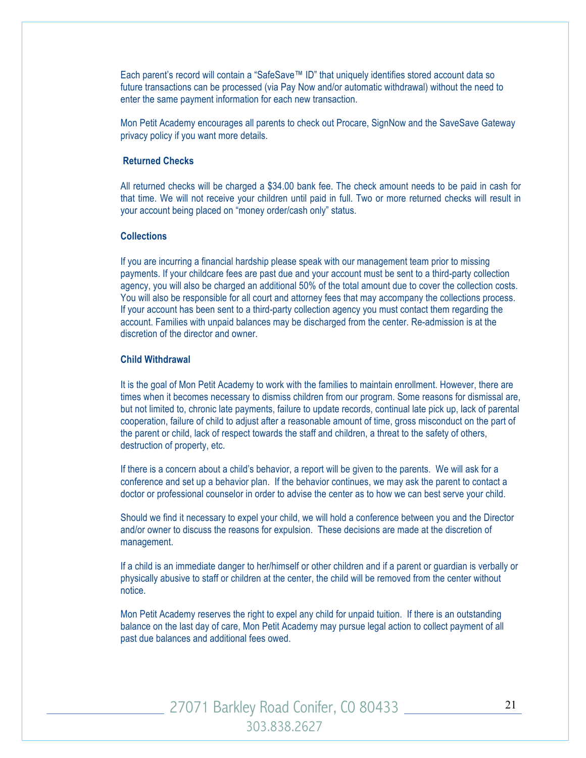Each parent's record will contain a "SafeSave™ ID" that uniquely identifies stored account data so future transactions can be processed (via Pay Now and/or automatic withdrawal) without the need to enter the same payment information for each new transaction.

Mon Petit Academy encourages all parents to check out Procare, SignNow and the SaveSave Gateway privacy policy if you want more details.

**Returned Checks**

All returned checks will be charged a $34.00 bank fee. The check amount needs to be paid in cash for that time. We will not receive your children until paid in full. Two or more returned checks will result in your account being placed on "money order/cash only" status.

**Collections**

If you are incurring a financial hardship please speak with our management team prior to missing payments. If your childcare fees are past due and your account must be sent to a third-party collection agency, you will also be charged an additional 50% of the total amount due to cover the collection costs. You will also be responsible for all court and attorney fees that may accompany the collections process. If your account has been sent to a third-party collection agency you must contact them regarding the account. Families with unpaid balances may be discharged from the center. Re-admission is at the discretion of the director and owner.

**Child Withdrawal**

It is the goal of Mon Petit Academy to work with the families to maintain enrollment. However, there are times when it becomes necessary to dismiss children from our program. Some reasons for dismissal are, but not limited to, chronic late payments, failure to update records, continual late pick up, lack of parental cooperation, failure of child to adjust after a reasonable amount of time, gross misconduct on the part of the parent or child, lack of respect towards the staff and children, a threat to the safety of others, destruction of property, etc.

If there is a concern about a child's behavior, a report will be given to the parents. We will ask for a conference and set up a behavior plan. If the behavior continues, we may ask the parent to contact a doctor or professional counselor in order to advise the center as to how we can best serve your child.

Should we find it necessary to expel your child, we will hold a conference between you and the Director and/or owner to discuss the reasons for expulsion. These decisions are made at the discretion of management.

If a child is an immediate danger to her/himself or other children and if a parent or guardian is verbally or physically abusive to staff or children at the center, the child will be removed from the center without notice.

Mon Petit Academy reserves the right to expel any child for unpaid tuition. If there is an outstanding balance on the last day of care, Mon Petit Academy may pursue legal action to collect payment of all past due balances and additional fees owed.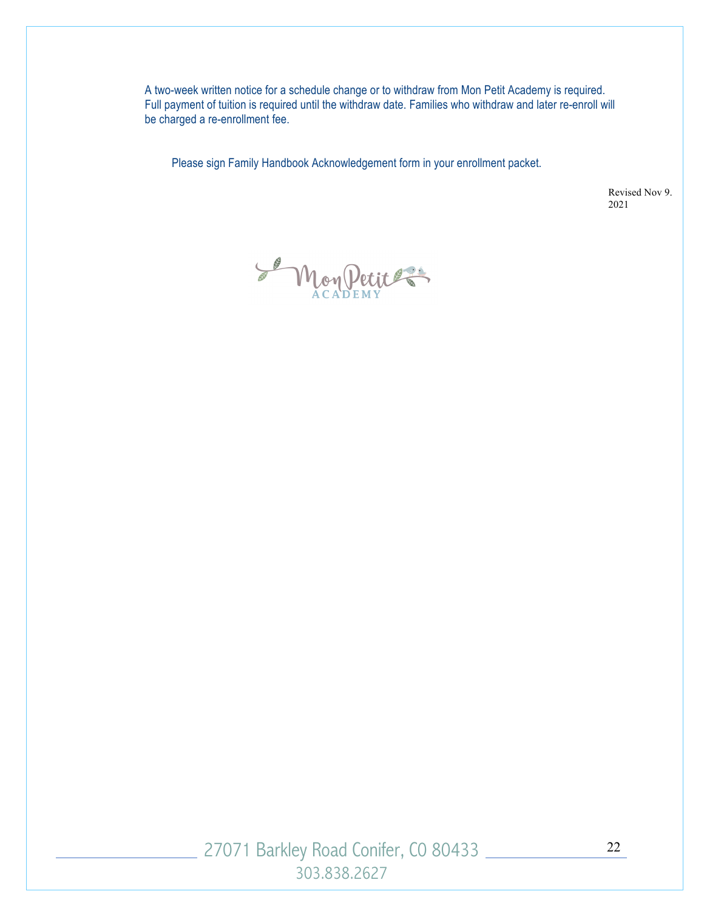A two-week written notice for a schedule change or to withdraw from Mon Petit Academy is required. Full payment of tuition is required until the withdraw date. Families who withdraw and later re-enroll will be charged a re-enrollment fee.

Please sign Family Handbook Acknowledgement form in your enrollment packet.

Revised Nov 9. 2021